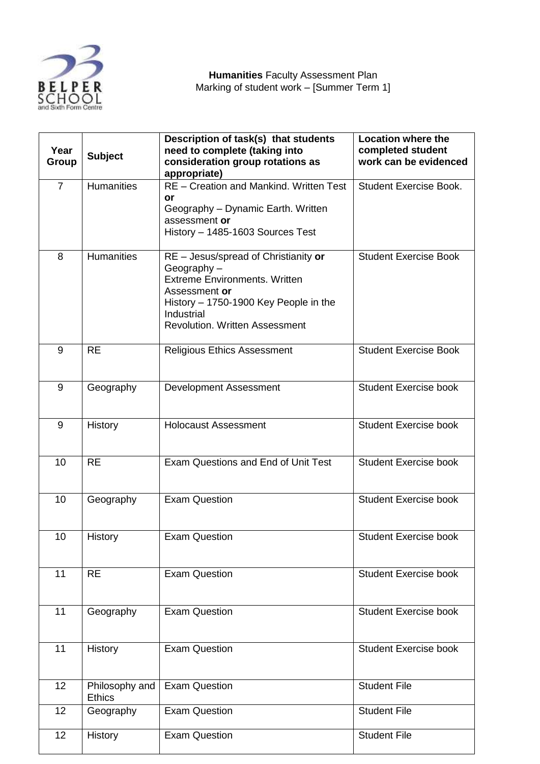**Humanities** Faculty Assessment Plan
Marking of student work – [Summer Term 1]

| Year Group | Subject | Description of task(s) that students need to complete (taking into consideration group rotations as appropriate) | Location where the completed student work can be evidenced |
|---|---|---|---|
| 7 | Humanities | RE – Creation and Mankind. Written Test **or** Geography – Dynamic Earth. Written assessment **or** History – 1485-1603 Sources Test | Student Exercise Book. |
| 8 | Humanities | RE – Jesus/spread of Christianity **or** Geography – Extreme Environments. Written Assessment **or** History – 1750-1900 Key People in the Industrial Revolution. Written Assessment | Student Exercise Book |
| 9 | RE | Religious Ethics Assessment | Student Exercise Book |
| 9 | Geography | Development Assessment | Student Exercise book |
| 9 | History | Holocaust Assessment | Student Exercise book |
| 10 | RE | Exam Questions and End of Unit Test | Student Exercise book |
| 10 | Geography | Exam Question | Student Exercise book |
| 10 | History | Exam Question | Student Exercise book |
| 11 | RE | Exam Question | Student Exercise book |
| 11 | Geography | Exam Question | Student Exercise book |
| 11 | History | Exam Question | Student Exercise book |
| 12 | Philosophy and Ethics | Exam Question | Student File |
| 12 | Geography | Exam Question | Student File |
| 12 | History | Exam Question | Student File |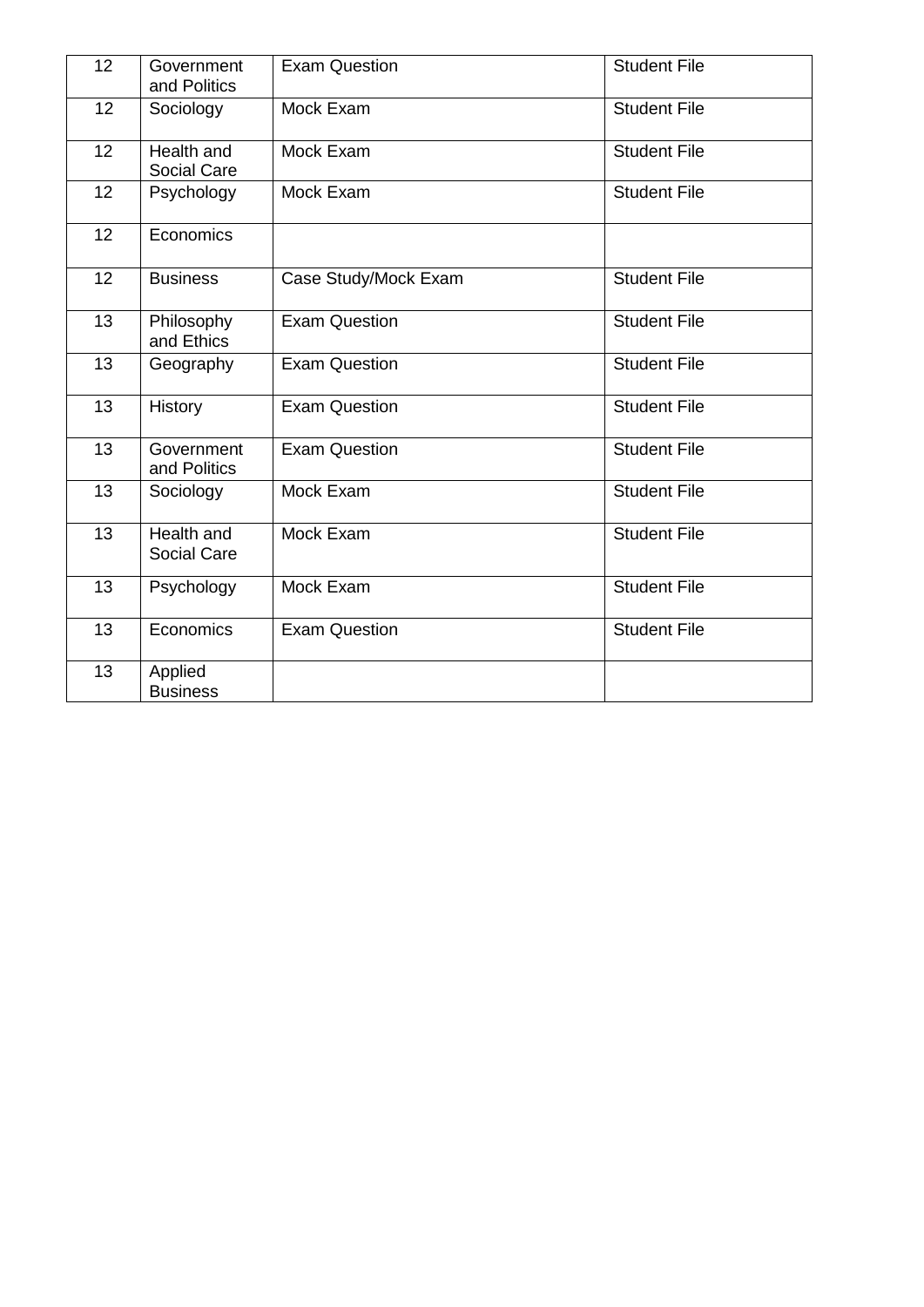| | | | |
|---|---|---|---|
| 12 | Government and Politics | Exam Question | Student File |
| 12 | Sociology | Mock Exam | Student File |
| 12 | Health and Social Care | Mock Exam | Student File |
| 12 | Psychology | Mock Exam | Student File |
| 12 | Economics | | |
| 12 | Business | Case Study/Mock Exam | Student File |
| 13 | Philosophy and Ethics | Exam Question | Student File |
| 13 | Geography | Exam Question | Student File |
| 13 | History | Exam Question | Student File |
| 13 | Government and Politics | Exam Question | Student File |
| 13 | Sociology | Mock Exam | Student File |
| 13 | Health and Social Care | Mock Exam | Student File |
| 13 | Psychology | Mock Exam | Student File |
| 13 | Economics | Exam Question | Student File |
| 13 | Applied Business | | |